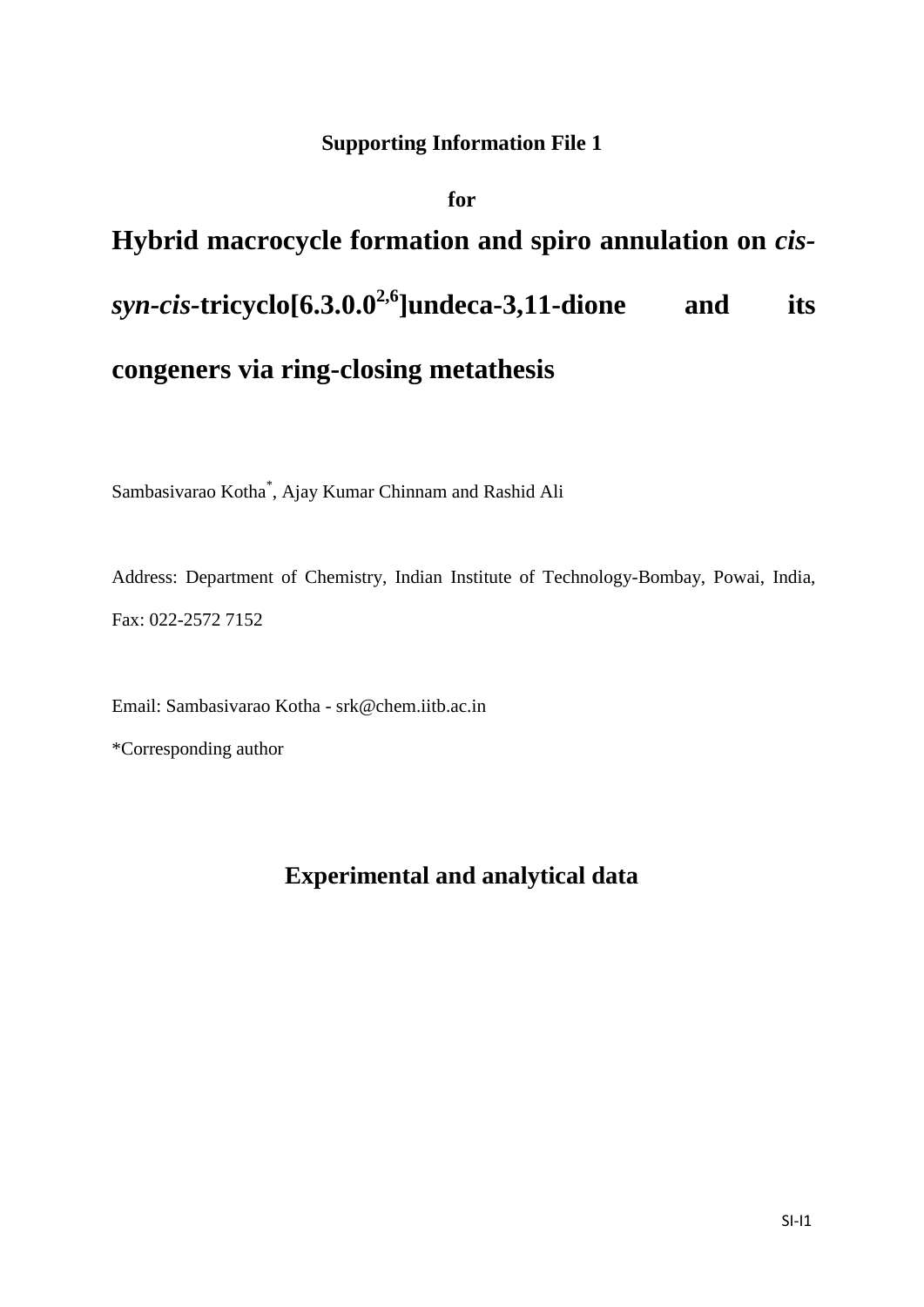**Supporting Information File 1**

**for**

# Hybrid macrocycle formation and spiro annulation on *cis-syn-cis*-tricyclo[6.3.0.0$^{2,6}$]undeca-3,11-dione and its congeners via ring-closing metathesis

Sambasivarao Kotha*, Ajay Kumar Chinnam and Rashid Ali

Address: Department of Chemistry, Indian Institute of Technology-Bombay, Powai, India, Fax: 022-2572 7152

Email: Sambasivarao Kotha - srk@chem.iitb.ac.in

*Corresponding author

## Experimental and analytical data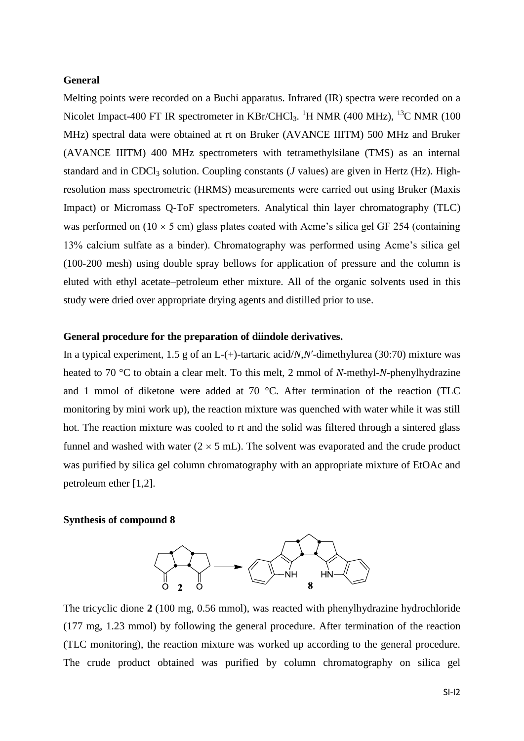**General**

Melting points were recorded on a Buchi apparatus. Infrared (IR) spectra were recorded on a Nicolet Impact-400 FT IR spectrometer in KBr/$CHCl_3$. $^{1}H$ NMR (400 MHz), $^{13}C$ NMR (100 MHz) spectral data were obtained at rt on Bruker (AVANCE IIITM) 500 MHz and Bruker (AVANCE IIITM) 400 MHz spectrometers with tetramethylsilane (TMS) as an internal standard and in $CDCl_3$ solution. Coupling constants (*J* values) are given in Hertz (Hz). High-resolution mass spectrometric (HRMS) measurements were carried out using Bruker (Maxis Impact) or Micromass Q-ToF spectrometers. Analytical thin layer chromatography (TLC) was performed on (10 × 5 cm) glass plates coated with Acme's silica gel GF 254 (containing 13% calcium sulfate as a binder). Chromatography was performed using Acme's silica gel (100-200 mesh) using double spray bellows for application of pressure and the column is eluted with ethyl acetate–petroleum ether mixture. All of the organic solvents used in this study were dried over appropriate drying agents and distilled prior to use.

**General procedure for the preparation of diindole derivatives.**

In a typical experiment, 1.5 g of an L-(+)-tartaric acid/*N*,*N′*-dimethylurea (30:70) mixture was heated to 70 °C to obtain a clear melt. To this melt, 2 mmol of *N*-methyl-*N*-phenylhydrazine and 1 mmol of diketone were added at 70 °C. After termination of the reaction (TLC monitoring by mini work up), the reaction mixture was quenched with water while it was still hot. The reaction mixture was cooled to rt and the solid was filtered through a sintered glass funnel and washed with water (2 × 5 mL). The solvent was evaporated and the crude product was purified by silica gel column chromatography with an appropriate mixture of EtOAc and petroleum ether [1,2].

**Synthesis of compound 8**

The tricyclic dione **2** (100 mg, 0.56 mmol), was reacted with phenylhydrazine hydrochloride (177 mg, 1.23 mmol) by following the general procedure. After termination of the reaction (TLC monitoring), the reaction mixture was worked up according to the general procedure. The crude product obtained was purified by column chromatography on silica gel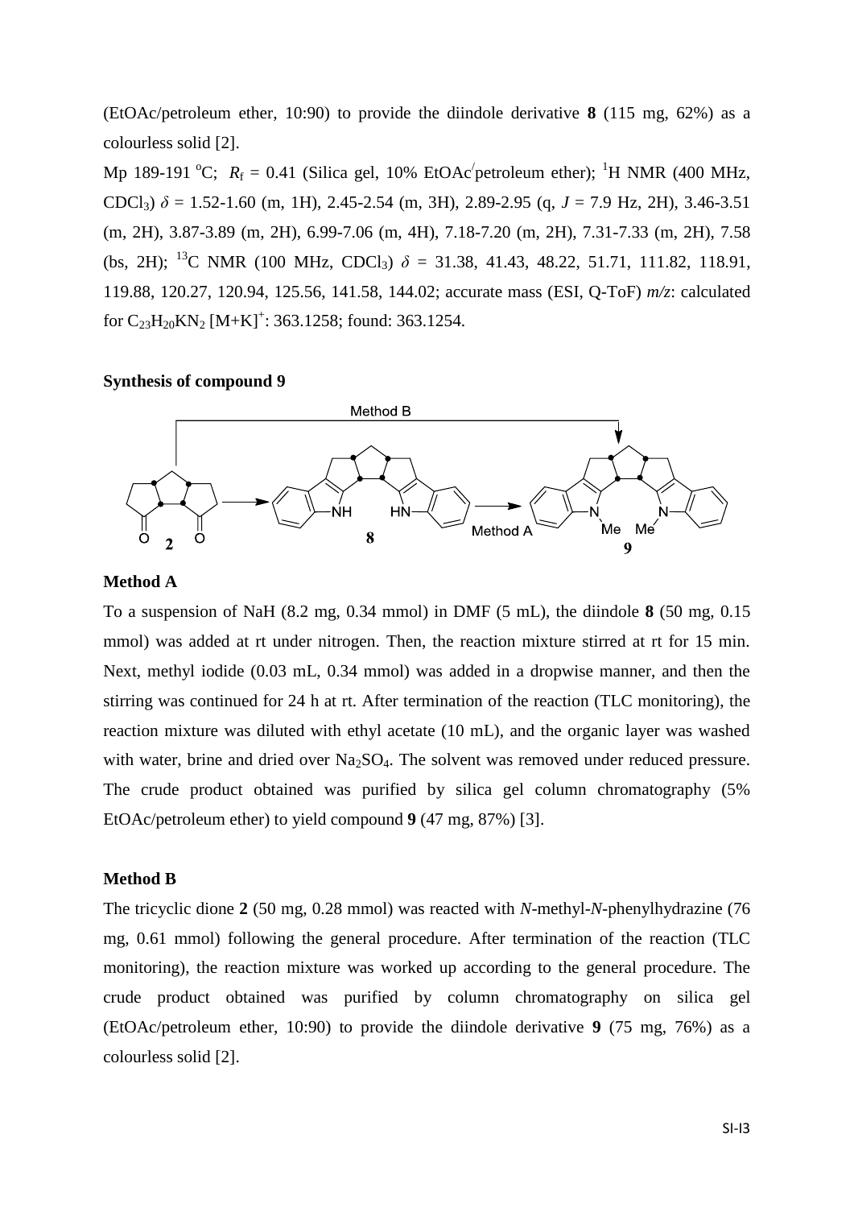(EtOAc/petroleum ether, 10:90) to provide the diindole derivative **8** (115 mg, 62%) as a colourless solid [2].

Mp 189-191 $^{o}$C; $R_f$ = 0.41 (Silica gel, 10% EtOAc/petroleum ether); $^{1}$H NMR (400 MHz, $CDCl_3$) $\delta$ = 1.52-1.60 (m, 1H), 2.45-2.54 (m, 3H), 2.89-2.95 (q, $J$ = 7.9 Hz, 2H), 3.46-3.51 (m, 2H), 3.87-3.89 (m, 2H), 6.99-7.06 (m, 4H), 7.18-7.20 (m, 2H), 7.31-7.33 (m, 2H), 7.58 (bs, 2H); $^{13}$C NMR (100 MHz, $CDCl_3$) $\delta$ = 31.38, 41.43, 48.22, 51.71, 111.82, 118.91, 119.88, 120.27, 120.94, 125.56, 141.58, 144.02; accurate mass (ESI, Q-ToF) *m/z*: calculated for $C_{23}H_{20}KN_2$ $[M+K]^+$: 363.1258; found: 363.1254.

**Synthesis of compound 9**

**Method A**

To a suspension of NaH (8.2 mg, 0.34 mmol) in DMF (5 mL), the diindole **8** (50 mg, 0.15 mmol) was added at rt under nitrogen. Then, the reaction mixture stirred at rt for 15 min. Next, methyl iodide (0.03 mL, 0.34 mmol) was added in a dropwise manner, and then the stirring was continued for 24 h at rt. After termination of the reaction (TLC monitoring), the reaction mixture was diluted with ethyl acetate (10 mL), and the organic layer was washed with water, brine and dried over $Na_2SO_4$. The solvent was removed under reduced pressure. The crude product obtained was purified by silica gel column chromatography (5% EtOAc/petroleum ether) to yield compound **9** (47 mg, 87%) [3].

**Method B**

The tricyclic dione **2** (50 mg, 0.28 mmol) was reacted with *N*-methyl-*N*-phenylhydrazine (76 mg, 0.61 mmol) following the general procedure. After termination of the reaction (TLC monitoring), the reaction mixture was worked up according to the general procedure. The crude product obtained was purified by column chromatography on silica gel (EtOAc/petroleum ether, 10:90) to provide the diindole derivative **9** (75 mg, 76%) as a colourless solid [2].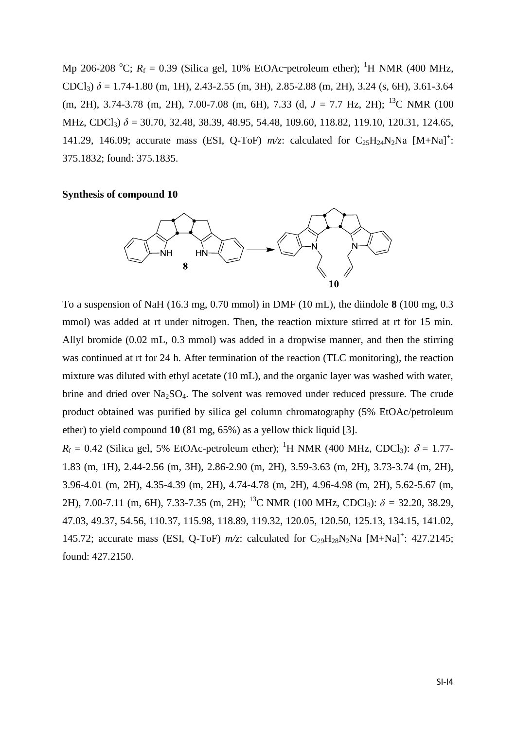Mp 206-208 °C; $R_f$ = 0.39 (Silica gel, 10% EtOAc–petroleum ether); $^1$H NMR (400 MHz, $CDCl_3$) $\delta$ = 1.74-1.80 (m, 1H), 2.43-2.55 (m, 3H), 2.85-2.88 (m, 2H), 3.24 (s, 6H), 3.61-3.64 (m, 2H), 3.74-3.78 (m, 2H), 7.00-7.08 (m, 6H), 7.33 (d, $J$ = 7.7 Hz, 2H); $^{13}$C NMR (100 MHz, $CDCl_3$) $\delta$ = 30.70, 32.48, 38.39, 48.95, 54.48, 109.60, 118.82, 119.10, 120.31, 124.65, 141.29, 146.09; accurate mass (ESI, Q-ToF) *m/z*: calculated for $C_{25}H_{24}N_2Na$ $[M+Na]^+$: 375.1832; found: 375.1835.

**Synthesis of compound 10**

To a suspension of NaH (16.3 mg, 0.70 mmol) in DMF (10 mL), the diindole **8** (100 mg, 0.3 mmol) was added at rt under nitrogen. Then, the reaction mixture stirred at rt for 15 min. Allyl bromide (0.02 mL, 0.3 mmol) was added in a dropwise manner, and then the stirring was continued at rt for 24 h. After termination of the reaction (TLC monitoring), the reaction mixture was diluted with ethyl acetate (10 mL), and the organic layer was washed with water, brine and dried over $Na_2SO_4$. The solvent was removed under reduced pressure. The crude product obtained was purified by silica gel column chromatography (5% EtOAc/petroleum ether) to yield compound **10** (81 mg, 65%) as a yellow thick liquid [3].

$R_f$ = 0.42 (Silica gel, 5% EtOAc-petroleum ether); $^1$H NMR (400 MHz, $CDCl_3$): $\delta$ = 1.77-1.83 (m, 1H), 2.44-2.56 (m, 3H), 2.86-2.90 (m, 2H), 3.59-3.63 (m, 2H), 3.73-3.74 (m, 2H), 3.96-4.01 (m, 2H), 4.35-4.39 (m, 2H), 4.74-4.78 (m, 2H), 4.96-4.98 (m, 2H), 5.62-5.67 (m, 2H), 7.00-7.11 (m, 6H), 7.33-7.35 (m, 2H); $^{13}$C NMR (100 MHz, $CDCl_3$): $\delta$ = 32.20, 38.29, 47.03, 49.37, 54.56, 110.37, 115.98, 118.89, 119.32, 120.05, 120.50, 125.13, 134.15, 141.02, 145.72; accurate mass (ESI, Q-ToF) *m/z*: calculated for $C_{29}H_{28}N_2Na$ $[M+Na]^+$: 427.2145; found: 427.2150.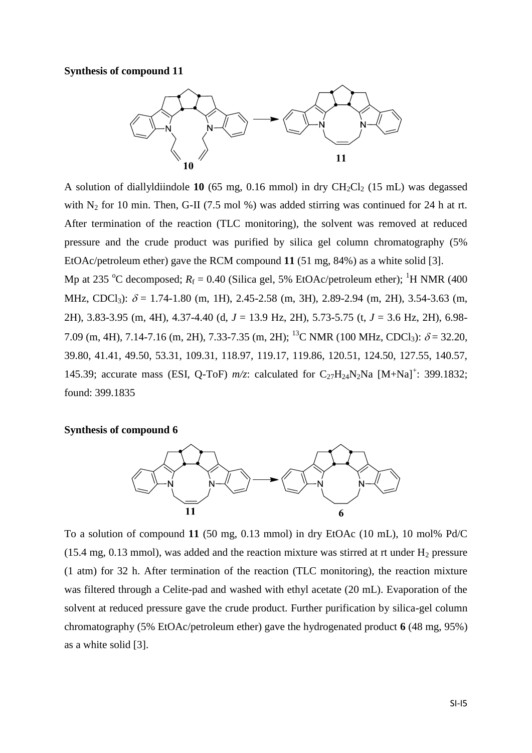**Synthesis of compound 11**

A solution of diallyldiindole **10** (65 mg, 0.16 mmol) in dry $CH_2Cl_2$ (15 mL) was degassed with $N_2$ for 10 min. Then, G-II (7.5 mol %) was added stirring was continued for 24 h at rt. After termination of the reaction (TLC monitoring), the solvent was removed at reduced pressure and the crude product was purified by silica gel column chromatography (5% EtOAc/petroleum ether) gave the RCM compound **11** (51 mg, 84%) as a white solid [3].

Mp at 235 °C decomposed; $R_f$ = 0.40 (Silica gel, 5% EtOAc/petroleum ether); $^1$H NMR (400 MHz, $CDCl_3$): $\delta$ = 1.74-1.80 (m, 1H), 2.45-2.58 (m, 3H), 2.89-2.94 (m, 2H), 3.54-3.63 (m, 2H), 3.83-3.95 (m, 4H), 4.37-4.40 (d, $J$ = 13.9 Hz, 2H), 5.73-5.75 (t, $J$ = 3.6 Hz, 2H), 6.98-7.09 (m, 4H), 7.14-7.16 (m, 2H), 7.33-7.35 (m, 2H); $^{13}$C NMR (100 MHz, $CDCl_3$): $\delta$ = 32.20, 39.80, 41.41, 49.50, 53.31, 109.31, 118.97, 119.17, 119.86, 120.51, 124.50, 127.55, 140.57, 145.39; accurate mass (ESI, Q-ToF) *m/z*: calculated for $C_{27}H_{24}N_2Na$ $[M+Na]^+$: 399.1832; found: 399.1835

**Synthesis of compound 6**

To a solution of compound **11** (50 mg, 0.13 mmol) in dry EtOAc (10 mL), 10 mol% Pd/C (15.4 mg, 0.13 mmol), was added and the reaction mixture was stirred at rt under $H_2$ pressure (1 atm) for 32 h. After termination of the reaction (TLC monitoring), the reaction mixture was filtered through a Celite-pad and washed with ethyl acetate (20 mL). Evaporation of the solvent at reduced pressure gave the crude product. Further purification by silica-gel column chromatography (5% EtOAc/petroleum ether) gave the hydrogenated product **6** (48 mg, 95%) as a white solid [3].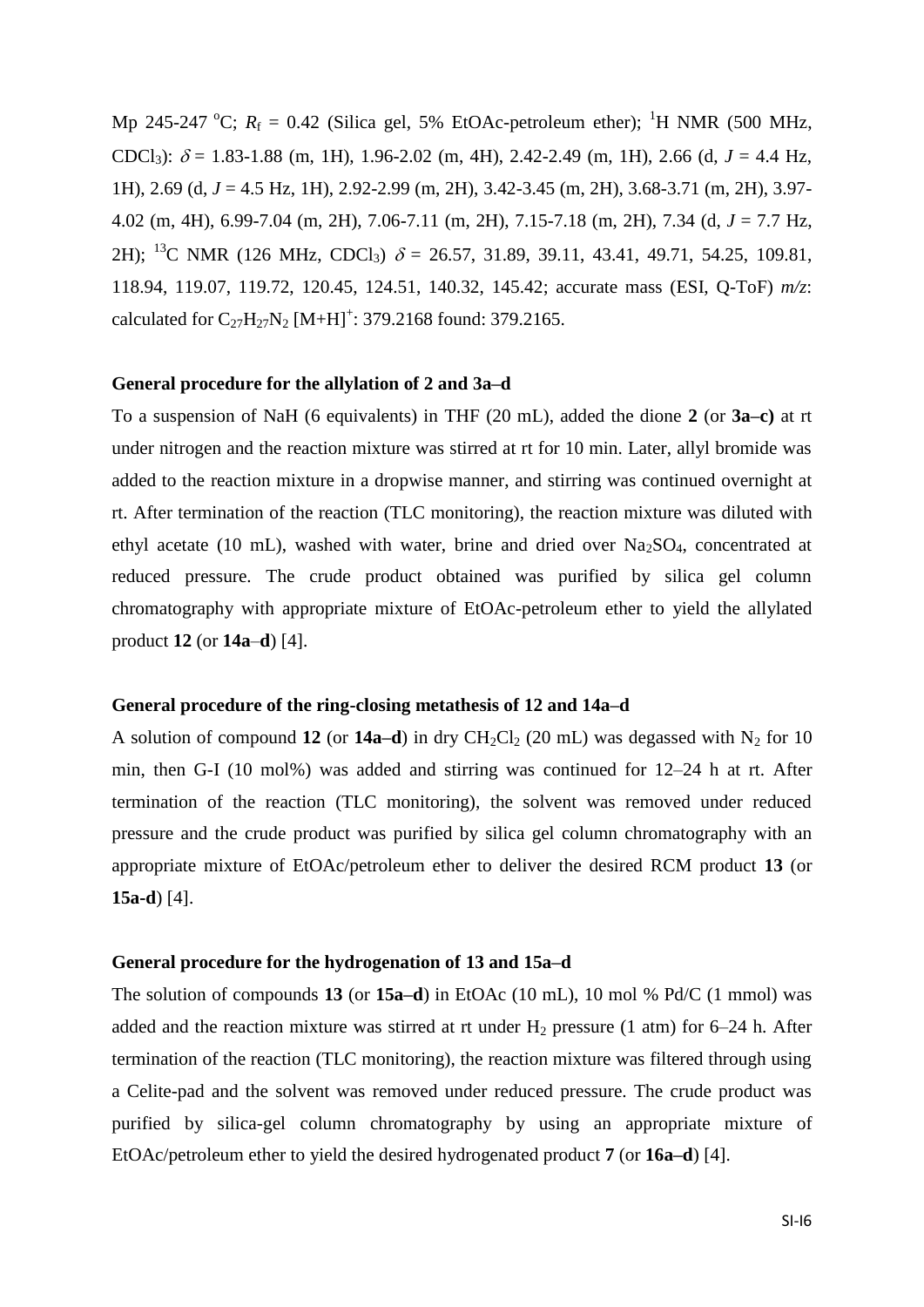Mp 245-247 °C; $R_f$ = 0.42 (Silica gel, 5% EtOAc-petroleum ether); $^1$H NMR (500 MHz, $CDCl_3$): $\delta$ = 1.83-1.88 (m, 1H), 1.96-2.02 (m, 4H), 2.42-2.49 (m, 1H), 2.66 (d, $J$ = 4.4 Hz, 1H), 2.69 (d, $J$ = 4.5 Hz, 1H), 2.92-2.99 (m, 2H), 3.42-3.45 (m, 2H), 3.68-3.71 (m, 2H), 3.97-4.02 (m, 4H), 6.99-7.04 (m, 2H), 7.06-7.11 (m, 2H), 7.15-7.18 (m, 2H), 7.34 (d, $J$ = 7.7 Hz, 2H); $^{13}$C NMR (126 MHz, $CDCl_3$) $\delta$ = 26.57, 31.89, 39.11, 43.41, 49.71, 54.25, 109.81, 118.94, 119.07, 119.72, 120.45, 124.51, 140.32, 145.42; accurate mass (ESI, Q-ToF) *m/z*: calculated for $C_{27}H_{27}N_2$ $[M+H]^+$: 379.2168 found: 379.2165.

**General procedure for the allylation of 2 and 3a–d**

To a suspension of NaH (6 equivalents) in THF (20 mL), added the dione **2** (or **3a–c)** at rt under nitrogen and the reaction mixture was stirred at rt for 10 min. Later, allyl bromide was added to the reaction mixture in a dropwise manner, and stirring was continued overnight at rt. After termination of the reaction (TLC monitoring), the reaction mixture was diluted with ethyl acetate (10 mL), washed with water, brine and dried over $Na_2SO_4$, concentrated at reduced pressure. The crude product obtained was purified by silica gel column chromatography with appropriate mixture of EtOAc-petroleum ether to yield the allylated product **12** (or **14a**–**d**) [4].

**General procedure of the ring-closing metathesis of 12 and 14a–d**

A solution of compound **12** (or **14a–d**) in dry $CH_2Cl_2$ (20 mL) was degassed with $N_2$ for 10 min, then G-I (10 mol%) was added and stirring was continued for 12–24 h at rt. After termination of the reaction (TLC monitoring), the solvent was removed under reduced pressure and the crude product was purified by silica gel column chromatography with an appropriate mixture of EtOAc/petroleum ether to deliver the desired RCM product **13** (or **15a-d**) [4].

**General procedure for the hydrogenation of 13 and 15a–d**

The solution of compounds **13** (or **15a–d**) in EtOAc (10 mL), 10 mol % Pd/C (1 mmol) was added and the reaction mixture was stirred at rt under $H_2$ pressure (1 atm) for 6–24 h. After termination of the reaction (TLC monitoring), the reaction mixture was filtered through using a Celite-pad and the solvent was removed under reduced pressure. The crude product was purified by silica-gel column chromatography by using an appropriate mixture of EtOAc/petroleum ether to yield the desired hydrogenated product **7** (or **16a–d**) [4].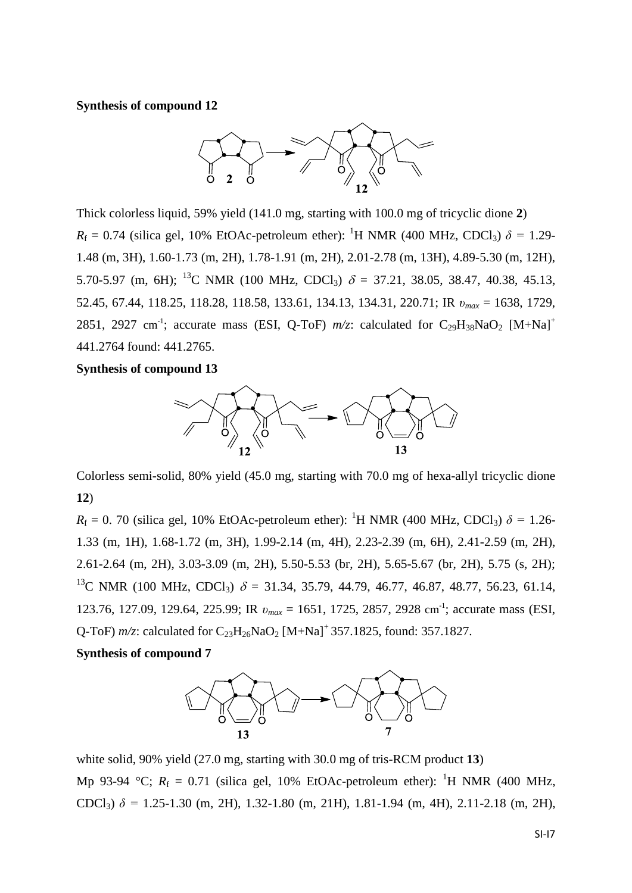**Synthesis of compound 12**

Thick colorless liquid, 59% yield (141.0 mg, starting with 100.0 mg of tricyclic dione **2**)

$R_f$ = 0.74 (silica gel, 10% EtOAc-petroleum ether): $^1$H NMR (400 MHz, $CDCl_3$) $\delta$ = 1.29-1.48 (m, 3H), 1.60-1.73 (m, 2H), 1.78-1.91 (m, 2H), 2.01-2.78 (m, 13H), 4.89-5.30 (m, 12H), 5.70-5.97 (m, 6H); $^{13}$C NMR (100 MHz, $CDCl_3$) $\delta$ = 37.21, 38.05, 38.47, 40.38, 45.13, 52.45, 67.44, 118.25, 118.28, 118.58, 133.61, 134.13, 134.31, 220.71; IR $\upsilon_{max}$ = 1638, 1729, 2851, 2927 cm$^{-1}$; accurate mass (ESI, Q-ToF) *m/z*: calculated for $C_{29}H_{38}NaO_2$ $[M+Na]^+$ 441.2764 found: 441.2765.

**Synthesis of compound 13**

Colorless semi-solid, 80% yield (45.0 mg, starting with 70.0 mg of hexa-allyl tricyclic dione **12**)

$R_f$ = 0. 70 (silica gel, 10% EtOAc-petroleum ether): $^1$H NMR (400 MHz, $CDCl_3$) $\delta$ = 1.26-1.33 (m, 1H), 1.68-1.72 (m, 3H), 1.99-2.14 (m, 4H), 2.23-2.39 (m, 6H), 2.41-2.59 (m, 2H), 2.61-2.64 (m, 2H), 3.03-3.09 (m, 2H), 5.50-5.53 (br, 2H), 5.65-5.67 (br, 2H), 5.75 (s, 2H); $^{13}$C NMR (100 MHz, $CDCl_3$) $\delta$ = 31.34, 35.79, 44.79, 46.77, 46.87, 48.77, 56.23, 61.14, 123.76, 127.09, 129.64, 225.99; IR $\upsilon_{max}$ = 1651, 1725, 2857, 2928 cm$^{-1}$; accurate mass (ESI, Q-ToF) *m/z*: calculated for $C_{23}H_{26}NaO_2$ $[M+Na]^+$ 357.1825, found: 357.1827.

**Synthesis of compound 7**

white solid, 90% yield (27.0 mg, starting with 30.0 mg of tris-RCM product **13**)

Mp 93-94 °C; $R_f$ = 0.71 (silica gel, 10% EtOAc-petroleum ether): $^1$H NMR (400 MHz, $CDCl_3$) $\delta$ = 1.25-1.30 (m, 2H), 1.32-1.80 (m, 21H), 1.81-1.94 (m, 4H), 2.11-2.18 (m, 2H),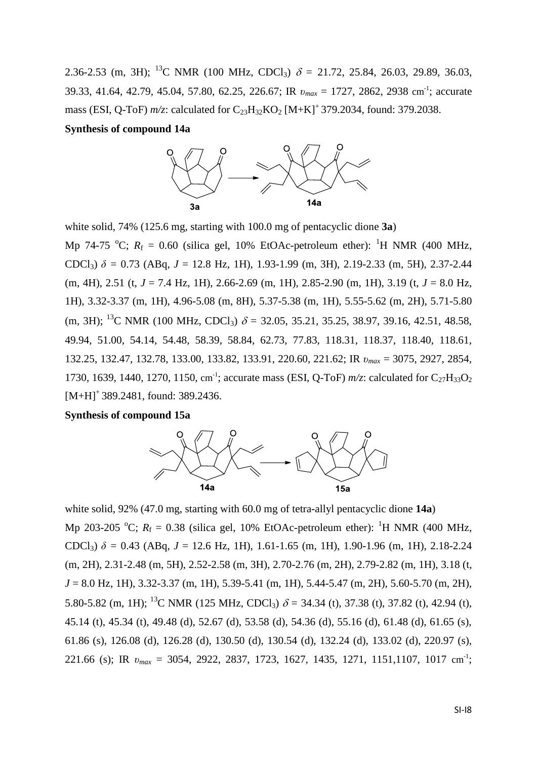2.36-2.53 (m, 3H); $^{13}$C NMR (100 MHz, CDCl$_3$) $\delta$ = 21.72, 25.84, 26.03, 29.89, 36.03, 39.33, 41.64, 42.79, 45.04, 57.80, 62.25, 226.67; IR $\upsilon_{max}$ = 1727, 2862, 2938 cm$^{-1}$; accurate mass (ESI, Q-ToF) *m/z*: calculated for $C_{23}H_{32}KO_2$ [M+K]$^+$ 379.2034, found: 379.2038.

**Synthesis of compound 14a**

white solid, 74% (125.6 mg, starting with 100.0 mg of pentacyclic dione **3a**)

Mp 74-75 °C; $R_f$ = 0.60 (silica gel, 10% EtOAc-petroleum ether): $^1$H NMR (400 MHz, CDCl$_3$) $\delta$ = 0.73 (ABq, *J* = 12.8 Hz, 1H), 1.93-1.99 (m, 3H), 2.19-2.33 (m, 5H), 2.37-2.44 (m, 4H), 2.51 (t, *J* = 7.4 Hz, 1H), 2.66-2.69 (m, 1H), 2.85-2.90 (m, 1H), 3.19 (t, *J* = 8.0 Hz, 1H), 3.32-3.37 (m, 1H), 4.96-5.08 (m, 8H), 5.37-5.38 (m, 1H), 5.55-5.62 (m, 2H), 5.71-5.80 (m, 3H); $^{13}$C NMR (100 MHz, CDCl$_3$) $\delta$ = 32.05, 35.21, 35.25, 38.97, 39.16, 42.51, 48.58, 49.94, 51.00, 54.14, 54.48, 58.39, 58.84, 62.73, 77.83, 118.31, 118.37, 118.40, 118.61, 132.25, 132.47, 132.78, 133.00, 133.82, 133.91, 220.60, 221.62; IR $\upsilon_{max}$ = 3075, 2927, 2854, 1730, 1639, 1440, 1270, 1150, cm$^{-1}$; accurate mass (ESI, Q-ToF) *m/z*: calculated for $C_{27}H_{33}O_2$ [M+H]$^+$ 389.2481, found: 389.2436.

**Synthesis of compound 15a**

white solid, 92% (47.0 mg, starting with 60.0 mg of tetra-allyl pentacyclic dione **14a**)

Mp 203-205 °C; $R_f$ = 0.38 (silica gel, 10% EtOAc-petroleum ether): $^1$H NMR (400 MHz, CDCl$_3$) $\delta$ = 0.43 (ABq, *J* = 12.6 Hz, 1H), 1.61-1.65 (m, 1H), 1.90-1.96 (m, 1H), 2.18-2.24 (m, 2H), 2.31-2.48 (m, 5H), 2.52-2.58 (m, 3H), 2.70-2.76 (m, 2H), 2.79-2.82 (m, 1H), 3.18 (t, *J* = 8.0 Hz, 1H), 3.32-3.37 (m, 1H), 5.39-5.41 (m, 1H), 5.44-5.47 (m, 2H), 5.60-5.70 (m, 2H), 5.80-5.82 (m, 1H); $^{13}$C NMR (125 MHz, CDCl$_3$) $\delta$ = 34.34 (t), 37.38 (t), 37.82 (t), 42.94 (t), 45.14 (t), 45.34 (t), 49.48 (d), 52.67 (d), 53.58 (d), 54.36 (d), 55.16 (d), 61.48 (d), 61.65 (s), 61.86 (s), 126.08 (d), 126.28 (d), 130.50 (d), 130.54 (d), 132.24 (d), 133.02 (d), 220.97 (s), 221.66 (s); IR $\upsilon_{max}$ = 3054, 2922, 2837, 1723, 1627, 1435, 1271, 1151,1107, 1017 cm$^{-1}$;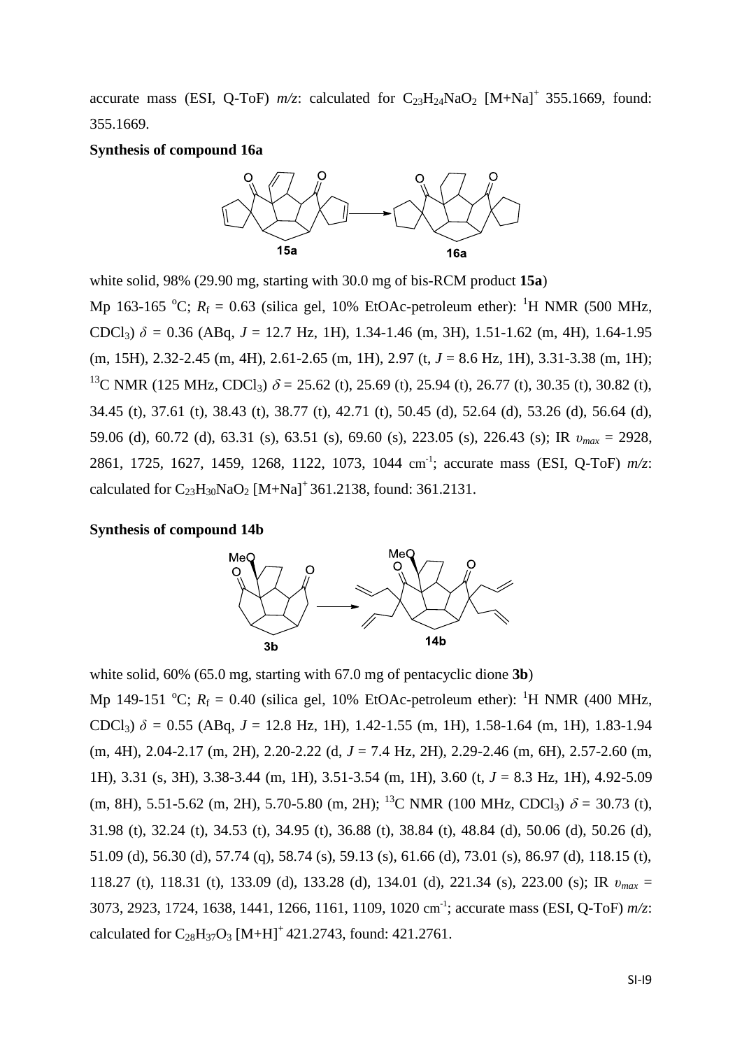accurate mass (ESI, Q-ToF) *m/z*: calculated for $C_{23}H_{24}NaO_2$ $[M+Na]^+$ 355.1669, found: 355.1669.

**Synthesis of compound 16a**

white solid, 98% (29.90 mg, starting with 30.0 mg of bis-RCM product **15a**)

Mp 163-165 °C; $R_f$ = 0.63 (silica gel, 10% EtOAc-petroleum ether): $^1$H NMR (500 MHz, $CDCl_3$) $\delta$ = 0.36 (ABq, $J$ = 12.7 Hz, 1H), 1.34-1.46 (m, 3H), 1.51-1.62 (m, 4H), 1.64-1.95 (m, 15H), 2.32-2.45 (m, 4H), 2.61-2.65 (m, 1H), 2.97 (t, $J$ = 8.6 Hz, 1H), 3.31-3.38 (m, 1H); $^{13}$C NMR (125 MHz, $CDCl_3$) $\delta$ = 25.62 (t), 25.69 (t), 25.94 (t), 26.77 (t), 30.35 (t), 30.82 (t), 34.45 (t), 37.61 (t), 38.43 (t), 38.77 (t), 42.71 (t), 50.45 (d), 52.64 (d), 53.26 (d), 56.64 (d), 59.06 (d), 60.72 (d), 63.31 (s), 63.51 (s), 69.60 (s), 223.05 (s), 226.43 (s); IR $\upsilon_{max}$ = 2928, 2861, 1725, 1627, 1459, 1268, 1122, 1073, 1044 cm$^{-1}$; accurate mass (ESI, Q-ToF) *m/z*: calculated for $C_{23}H_{30}NaO_2$ $[M+Na]^+$ 361.2138, found: 361.2131.

**Synthesis of compound 14b**

white solid, 60% (65.0 mg, starting with 67.0 mg of pentacyclic dione **3b**)

Mp 149-151 °C; $R_f$ = 0.40 (silica gel, 10% EtOAc-petroleum ether): $^1$H NMR (400 MHz, $CDCl_3$) $\delta$ = 0.55 (ABq, $J$ = 12.8 Hz, 1H), 1.42-1.55 (m, 1H), 1.58-1.64 (m, 1H), 1.83-1.94 (m, 4H), 2.04-2.17 (m, 2H), 2.20-2.22 (d, $J$ = 7.4 Hz, 2H), 2.29-2.46 (m, 6H), 2.57-2.60 (m, 1H), 3.31 (s, 3H), 3.38-3.44 (m, 1H), 3.51-3.54 (m, 1H), 3.60 (t, $J$ = 8.3 Hz, 1H), 4.92-5.09 (m, 8H), 5.51-5.62 (m, 2H), 5.70-5.80 (m, 2H); $^{13}$C NMR (100 MHz, $CDCl_3$) $\delta$ = 30.73 (t), 31.98 (t), 32.24 (t), 34.53 (t), 34.95 (t), 36.88 (t), 38.84 (t), 48.84 (d), 50.06 (d), 50.26 (d), 51.09 (d), 56.30 (d), 57.74 (q), 58.74 (s), 59.13 (s), 61.66 (d), 73.01 (s), 86.97 (d), 118.15 (t), 118.27 (t), 118.31 (t), 133.09 (d), 133.28 (d), 134.01 (d), 221.34 (s), 223.00 (s); IR $\upsilon_{max}$ = 3073, 2923, 1724, 1638, 1441, 1266, 1161, 1109, 1020 cm$^{-1}$; accurate mass (ESI, Q-ToF) *m/z*: calculated for $C_{28}H_{37}O_3$ $[M+H]^+$ 421.2743, found: 421.2761.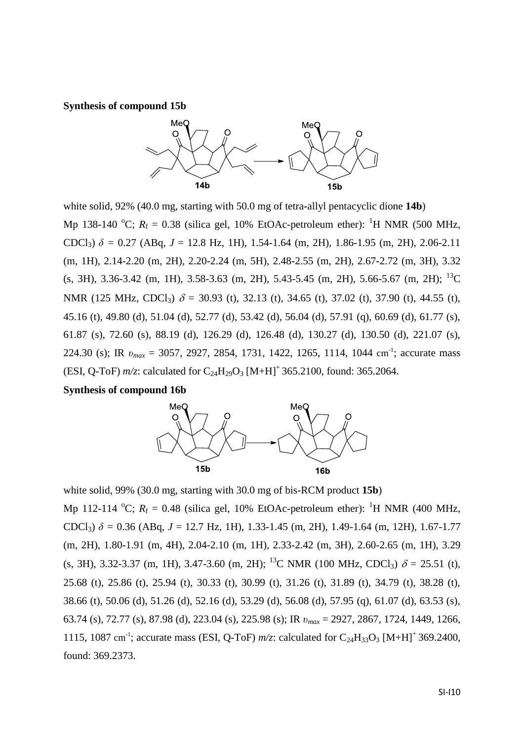**Synthesis of compound 15b**

white solid, 92% (40.0 mg, starting with 50.0 mg of tetra-allyl pentacyclic dione **14b**)

Mp 138-140 °C; $R_f$ = 0.38 (silica gel, 10% EtOAc-petroleum ether): $^1$H NMR (500 MHz, $CDCl_3$) $\delta$ = 0.27 (ABq, $J$ = 12.8 Hz, 1H), 1.54-1.64 (m, 2H), 1.86-1.95 (m, 2H), 2.06-2.11 (m, 1H), 2.14-2.20 (m, 2H), 2.20-2.24 (m, 5H), 2.48-2.55 (m, 2H), 2.67-2.72 (m, 3H), 3.32 (s, 3H), 3.36-3.42 (m, 1H), 3.58-3.63 (m, 2H), 5.43-5.45 (m, 2H), 5.66-5.67 (m, 2H); $^{13}$C NMR (125 MHz, $CDCl_3$) $\delta$ = 30.93 (t), 32.13 (t), 34.65 (t), 37.02 (t), 37.90 (t), 44.55 (t), 45.16 (t), 49.80 (d), 51.04 (d), 52.77 (d), 53.42 (d), 56.04 (d), 57.91 (q), 60.69 (d), 61.77 (s), 61.87 (s), 72.60 (s), 88.19 (d), 126.29 (d), 126.48 (d), 130.27 (d), 130.50 (d), 221.07 (s), 224.30 (s); IR $\upsilon_{max}$ = 3057, 2927, 2854, 1731, 1422, 1265, 1114, 1044 cm$^{-1}$; accurate mass (ESI, Q-ToF) $m/z$: calculated for $C_{24}H_{29}O_3$ $[M+H]^+$ 365.2100, found: 365.2064.

**Synthesis of compound 16b**

white solid, 99% (30.0 mg, starting with 30.0 mg of bis-RCM product **15b**)

Mp 112-114 °C; $R_f$ = 0.48 (silica gel, 10% EtOAc-petroleum ether): $^1$H NMR (400 MHz, $CDCl_3$) $\delta$ = 0.36 (ABq, $J$ = 12.7 Hz, 1H), 1.33-1.45 (m, 2H), 1.49-1.64 (m, 12H), 1.67-1.77 (m, 2H), 1.80-1.91 (m, 4H), 2.04-2.10 (m, 1H), 2.33-2.42 (m, 3H), 2.60-2.65 (m, 1H), 3.29 (s, 3H), 3.32-3.37 (m, 1H), 3.47-3.60 (m, 2H); $^{13}$C NMR (100 MHz, $CDCl_3$) $\delta$ = 25.51 (t), 25.68 (t), 25.86 (t), 25.94 (t), 30.33 (t), 30.99 (t), 31.26 (t), 31.89 (t), 34.79 (t), 38.28 (t), 38.66 (t), 50.06 (d), 51.26 (d), 52.16 (d), 53.29 (d), 56.08 (d), 57.95 (q), 61.07 (d), 63.53 (s), 63.74 (s), 72.77 (s), 87.98 (d), 223.04 (s), 225.98 (s); IR $\upsilon_{max}$ = 2927, 2867, 1724, 1449, 1266, 1115, 1087 cm$^{-1}$; accurate mass (ESI, Q-ToF) $m/z$: calculated for $C_{24}H_{33}O_3$ $[M+H]^+$ 369.2400, found: 369.2373.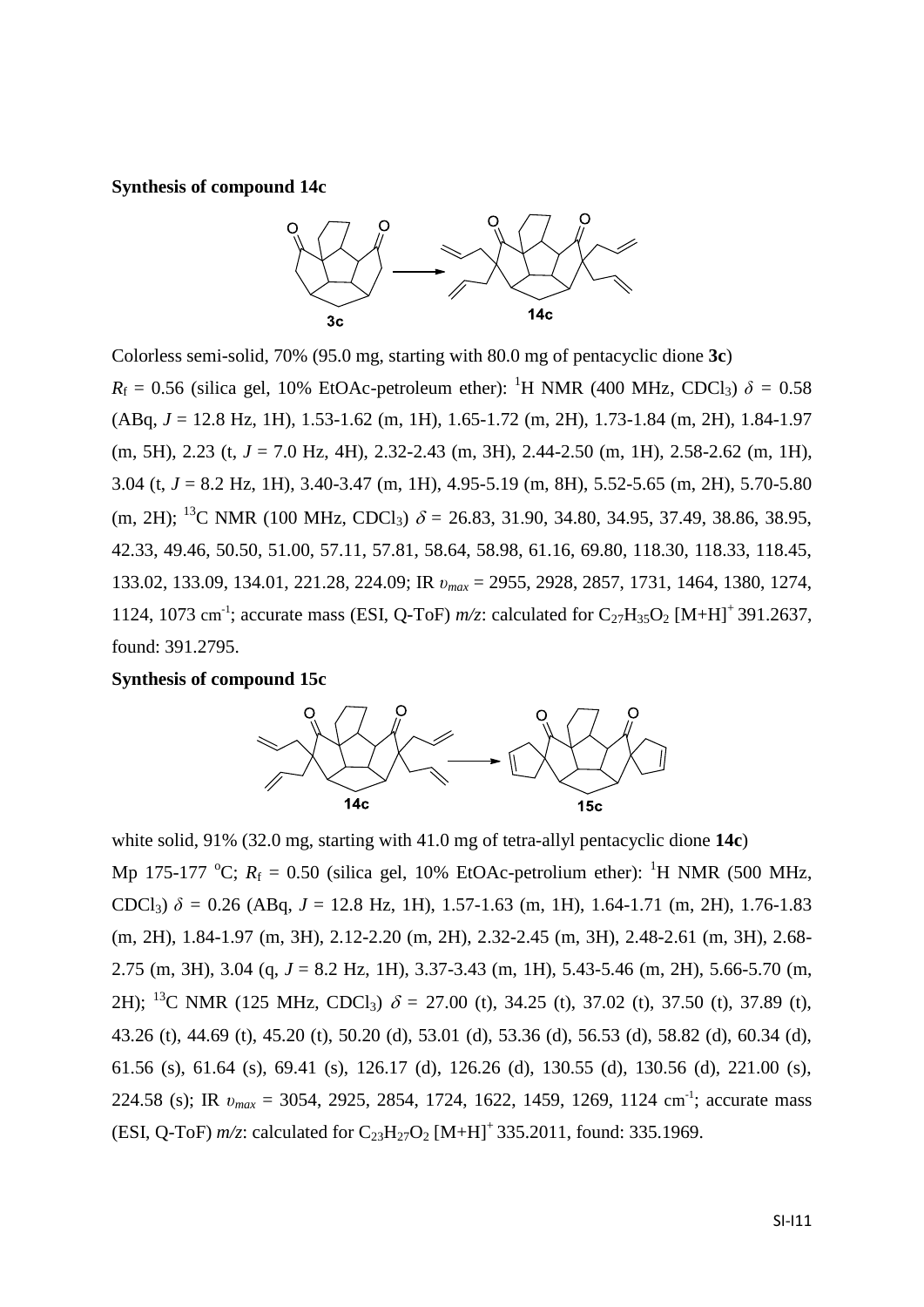**Synthesis of compound 14c**

Colorless semi-solid, 70% (95.0 mg, starting with 80.0 mg of pentacyclic dione **3c**)

$R_f$ = 0.56 (silica gel, 10% EtOAc-petroleum ether): $^1$H NMR (400 MHz, $CDCl_3$) $\delta$ = 0.58 (ABq, $J$ = 12.8 Hz, 1H), 1.53-1.62 (m, 1H), 1.65-1.72 (m, 2H), 1.73-1.84 (m, 2H), 1.84-1.97 (m, 5H), 2.23 (t, $J$ = 7.0 Hz, 4H), 2.32-2.43 (m, 3H), 2.44-2.50 (m, 1H), 2.58-2.62 (m, 1H), 3.04 (t, $J$ = 8.2 Hz, 1H), 3.40-3.47 (m, 1H), 4.95-5.19 (m, 8H), 5.52-5.65 (m, 2H), 5.70-5.80 (m, 2H); $^{13}$C NMR (100 MHz, $CDCl_3$) $\delta$ = 26.83, 31.90, 34.80, 34.95, 37.49, 38.86, 38.95, 42.33, 49.46, 50.50, 51.00, 57.11, 57.81, 58.64, 58.98, 61.16, 69.80, 118.30, 118.33, 118.45, 133.02, 133.09, 134.01, 221.28, 224.09; IR $\upsilon_{max}$ = 2955, 2928, 2857, 1731, 1464, 1380, 1274, 1124, 1073 cm$^{-1}$; accurate mass (ESI, Q-ToF) $m/z$: calculated for $C_{27}H_{35}O_2$ $[M+H]^+$ 391.2637, found: 391.2795.

**Synthesis of compound 15c**

white solid, 91% (32.0 mg, starting with 41.0 mg of tetra-allyl pentacyclic dione **14c**)

Mp 175-177 $^o$C; $R_f$ = 0.50 (silica gel, 10% EtOAc-petrolium ether): $^1$H NMR (500 MHz, $CDCl_3$) $\delta$ = 0.26 (ABq, $J$ = 12.8 Hz, 1H), 1.57-1.63 (m, 1H), 1.64-1.71 (m, 2H), 1.76-1.83 (m, 2H), 1.84-1.97 (m, 3H), 2.12-2.20 (m, 2H), 2.32-2.45 (m, 3H), 2.48-2.61 (m, 3H), 2.68-2.75 (m, 3H), 3.04 (q, $J$ = 8.2 Hz, 1H), 3.37-3.43 (m, 1H), 5.43-5.46 (m, 2H), 5.66-5.70 (m, 2H); $^{13}$C NMR (125 MHz, $CDCl_3$) $\delta$ = 27.00 (t), 34.25 (t), 37.02 (t), 37.50 (t), 37.89 (t), 43.26 (t), 44.69 (t), 45.20 (t), 50.20 (d), 53.01 (d), 53.36 (d), 56.53 (d), 58.82 (d), 60.34 (d), 61.56 (s), 61.64 (s), 69.41 (s), 126.17 (d), 126.26 (d), 130.55 (d), 130.56 (d), 221.00 (s), 224.58 (s); IR $\upsilon_{max}$ = 3054, 2925, 2854, 1724, 1622, 1459, 1269, 1124 cm$^{-1}$; accurate mass (ESI, Q-ToF) $m/z$: calculated for $C_{23}H_{27}O_2$ $[M+H]^+$ 335.2011, found: 335.1969.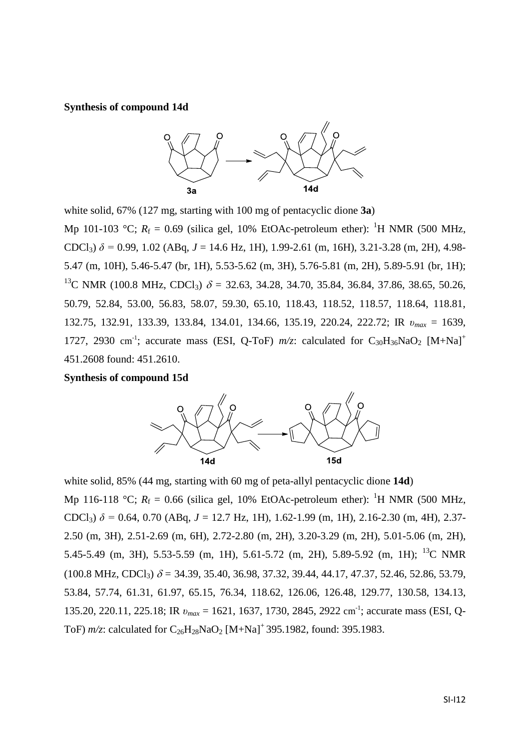**Synthesis of compound 14d**

white solid, 67% (127 mg, starting with 100 mg of pentacyclic dione **3a**)

Mp 101-103 °C; $R_f$ = 0.69 (silica gel, 10% EtOAc-petroleum ether): $^1$H NMR (500 MHz, $CDCl_3$) $\delta$ = 0.99, 1.02 (ABq, $J$ = 14.6 Hz, 1H), 1.99-2.61 (m, 16H), 3.21-3.28 (m, 2H), 4.98-5.47 (m, 10H), 5.46-5.47 (br, 1H), 5.53-5.62 (m, 3H), 5.76-5.81 (m, 2H), 5.89-5.91 (br, 1H); $^{13}$C NMR (100.8 MHz, $CDCl_3$) $\delta$ = 32.63, 34.28, 34.70, 35.84, 36.84, 37.86, 38.65, 50.26, 50.79, 52.84, 53.00, 56.83, 58.07, 59.30, 65.10, 118.43, 118.52, 118.57, 118.64, 118.81, 132.75, 132.91, 133.39, 133.84, 134.01, 134.66, 135.19, 220.24, 222.72; IR $\upsilon_{max}$ = 1639, 1727, 2930 cm$^{-1}$; accurate mass (ESI, Q-ToF) *m/z*: calculated for $C_{30}H_{36}NaO_2$ $[M+Na]^+$ 451.2608 found: 451.2610.

**Synthesis of compound 15d**

white solid, 85% (44 mg, starting with 60 mg of peta-allyl pentacyclic dione **14d**)

Mp 116-118 °C; $R_f$ = 0.66 (silica gel, 10% EtOAc-petroleum ether): $^1$H NMR (500 MHz, $CDCl_3$) $\delta$ = 0.64, 0.70 (ABq, $J$ = 12.7 Hz, 1H), 1.62-1.99 (m, 1H), 2.16-2.30 (m, 4H), 2.37-2.50 (m, 3H), 2.51-2.69 (m, 6H), 2.72-2.80 (m, 2H), 3.20-3.29 (m, 2H), 5.01-5.06 (m, 2H), 5.45-5.49 (m, 3H), 5.53-5.59 (m, 1H), 5.61-5.72 (m, 2H), 5.89-5.92 (m, 1H); $^{13}$C NMR (100.8 MHz, $CDCl_3$) $\delta$ = 34.39, 35.40, 36.98, 37.32, 39.44, 44.17, 47.37, 52.46, 52.86, 53.79, 53.84, 57.74, 61.31, 61.97, 65.15, 76.34, 118.62, 126.06, 126.48, 129.77, 130.58, 134.13, 135.20, 220.11, 225.18; IR $\upsilon_{max}$ = 1621, 1637, 1730, 2845, 2922 cm$^{-1}$; accurate mass (ESI, Q-ToF) *m/z*: calculated for $C_{26}H_{28}NaO_2$ $[M+Na]^+$ 395.1982, found: 395.1983.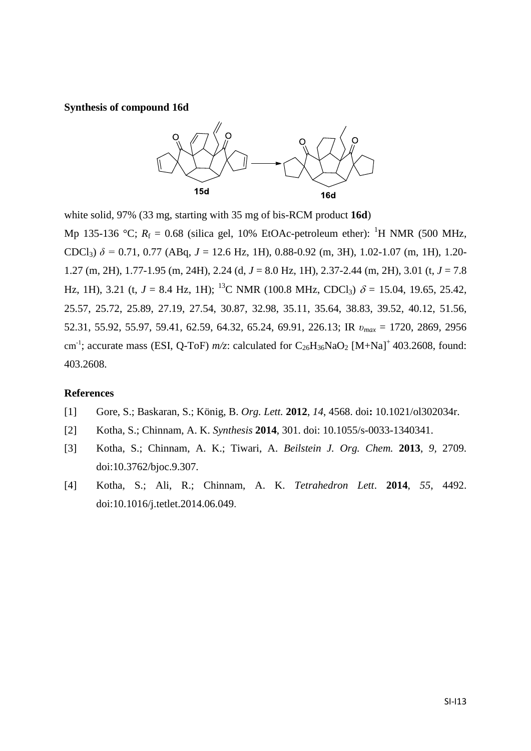**Synthesis of compound 16d**

15d

16d

white solid, 97% (33 mg, starting with 35 mg of bis-RCM product **16d**)

Mp 135-136 °C; $R_f$ = 0.68 (silica gel, 10% EtOAc-petroleum ether): [1]H NMR (500 MHz, $CDCl_3$) $\delta$ = 0.71, 0.77 (ABq, $J$ = 12.6 Hz, 1H), 0.88-0.92 (m, 3H), 1.02-1.07 (m, 1H), 1.20-1.27 (m, 2H), 1.77-1.95 (m, 24H), 2.24 (d, $J$ = 8.0 Hz, 1H), 2.37-2.44 (m, 2H), 3.01 (t, $J$ = 7.8 Hz, 1H), 3.21 (t, $J$ = 8.4 Hz, 1H); [13]C NMR (100.8 MHz, $CDCl_3$) $\delta$ = 15.04, 19.65, 25.42, 25.57, 25.72, 25.89, 27.19, 27.54, 30.87, 32.98, 35.11, 35.64, 38.83, 39.52, 40.12, 51.56, 52.31, 55.92, 55.97, 59.41, 62.59, 64.32, 65.24, 69.91, 226.13; IR $\upsilon_{max}$ = 1720, 2869, 2956 $cm^{-1}$; accurate mass (ESI, Q-ToF) *m/z*: calculated for $C_{26}H_{36}NaO_2$ $[M+Na]^+$ 403.2608, found: 403.2608.

**References**

[1] Gore, S.; Baskaran, S.; König, B. *Org. Lett.* **2012**, *14*, 4568. doi**:** 10.1021/ol302034r.

[2] Kotha, S.; Chinnam, A. K. *Synthesis* **2014**, 301. doi: 10.1055/s-0033-1340341.

[3] Kotha, S.; Chinnam, A. K.; Tiwari, A. *Beilstein J. Org. Chem.* **2013**, *9*, 2709. doi:10.3762/bjoc.9.307.

[4] Kotha, S.; Ali, R.; Chinnam, A. K. *Tetrahedron Lett*. **2014**, *55*, 4492. doi:10.1016/j.tetlet.2014.06.049.